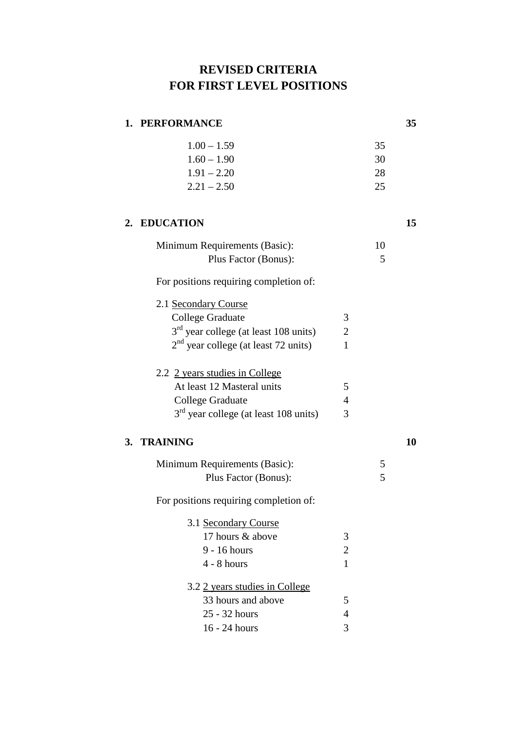# REVISED CRITERIA
# FOR FIRST LEVEL POSITIONS

## 1. PERFORMANCE — 35

| | |
|---|---|
| 1.00 – 1.59 | 35 |
| 1.60 – 1.90 | 30 |
| 1.91 – 2.20 | 28 |
| 2.21 – 2.50 | 25 |

## 2. EDUCATION — 15

| | |
|---|---|
| Minimum Requirements (Basic): | 10 |
| Plus Factor (Bonus): | 5 |

For positions requiring completion of:

2.1 <u>Secondary Course</u>

| | |
|---|---|
| College Graduate | 3 |
| 3rd year college (at least 108 units) | 2 |
| 2nd year college (at least 72 units) | 1 |

2.2 <u>2 years studies in College</u>

| | |
|---|---|
| At least 12 Masteral units | 5 |
| College Graduate | 4 |
| 3rd year college (at least 108 units) | 3 |

## 3. TRAINING — 10

| | |
|---|---|
| Minimum Requirements (Basic): | 5 |
| Plus Factor (Bonus): | 5 |

For positions requiring completion of:

3.1 <u>Secondary Course</u>

| | |
|---|---|
| 17 hours & above | 3 |
| 9 - 16 hours | 2 |
| 4 - 8 hours | 1 |

3.2 <u>2 years studies in College</u>

| | |
|---|---|
| 33 hours and above | 5 |
| 25 - 32 hours | 4 |
| 16 - 24 hours | 3 |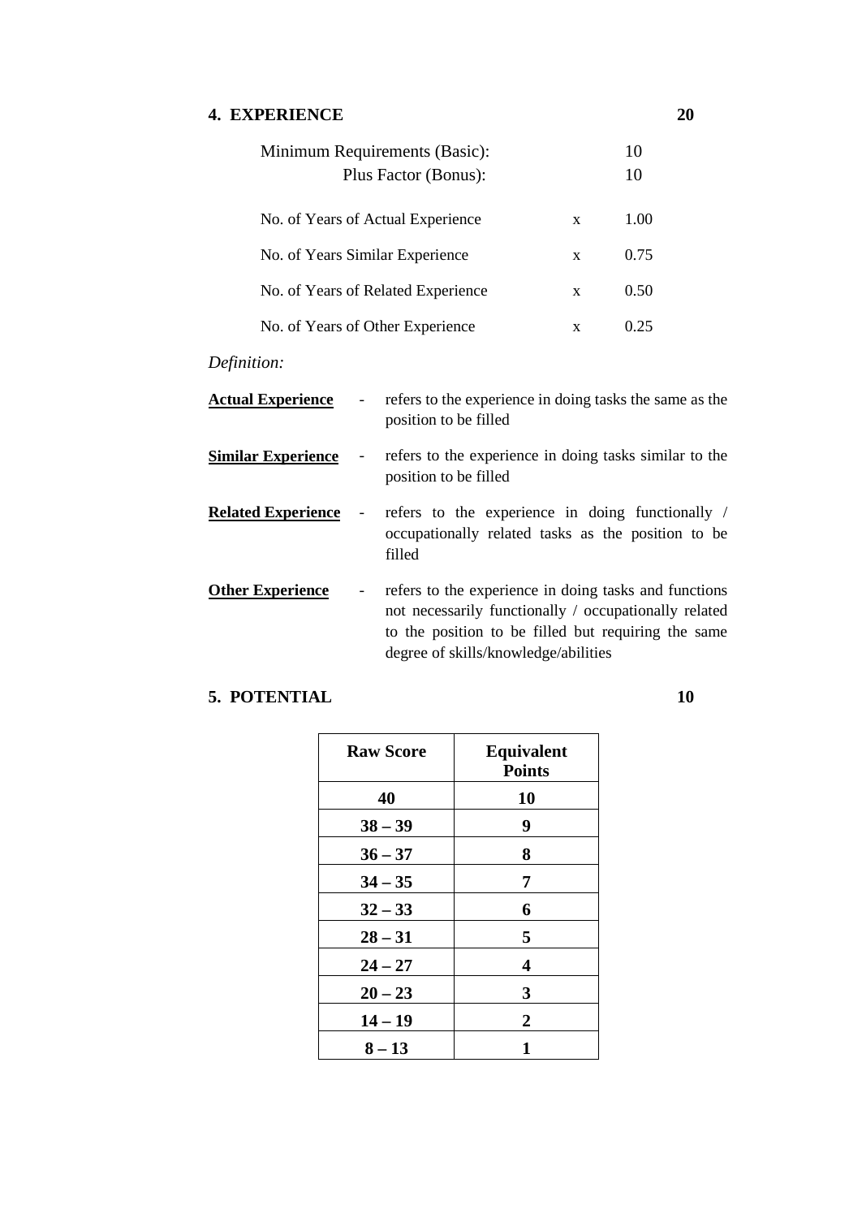## 4. EXPERIENCE **20**

| | | |
|---|---|---|
| Minimum Requirements (Basic): | | 10 |
| Plus Factor (Bonus): | | 10 |
| No. of Years of Actual Experience | x | 1.00 |
| No. of Years Similar Experience | x | 0.75 |
| No. of Years of Related Experience | x | 0.50 |
| No. of Years of Other Experience | x | 0.25 |

*Definition:*

**Actual Experience** - refers to the experience in doing tasks the same as the position to be filled

**Similar Experience** - refers to the experience in doing tasks similar to the position to be filled

**Related Experience** - refers to the experience in doing functionally / occupationally related tasks as the position to be filled

**Other Experience** - refers to the experience in doing tasks and functions not necessarily functionally / occupationally related to the position to be filled but requiring the same degree of skills/knowledge/abilities

## 5. POTENTIAL **10**

| Raw Score | Equivalent Points |
|---|---|
| 40 | 10 |
| 38 – 39 | 9 |
| 36 – 37 | 8 |
| 34 – 35 | 7 |
| 32 – 33 | 6 |
| 28 – 31 | 5 |
| 24 – 27 | 4 |
| 20 – 23 | 3 |
| 14 – 19 | 2 |
| 8 – 13 | 1 |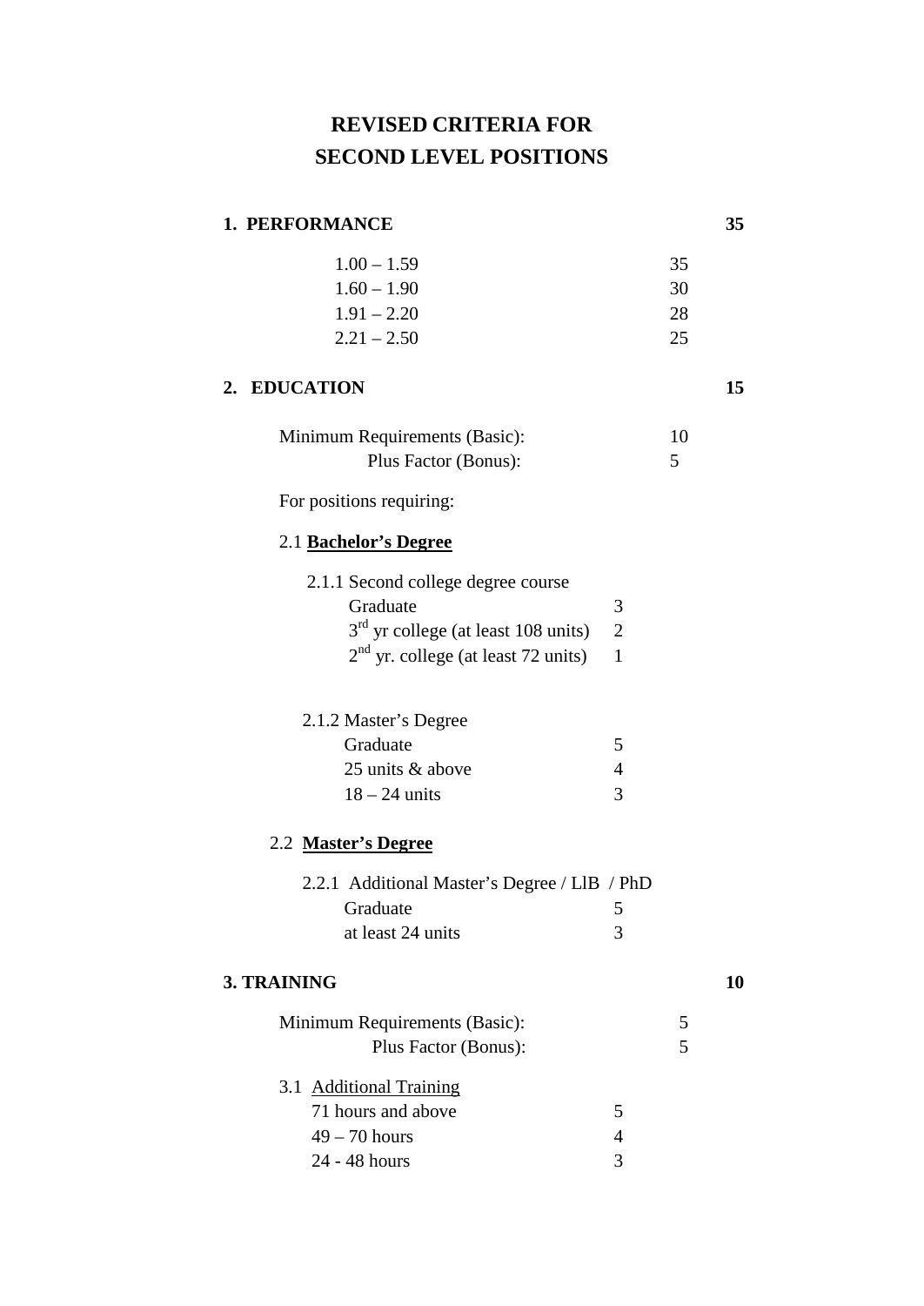# REVISED CRITERIA FOR SECOND LEVEL POSITIONS

## 1. PERFORMANCE — 35

| | |
|---|---|
| 1.00 – 1.59 | 35 |
| 1.60 – 1.90 | 30 |
| 1.91 – 2.20 | 28 |
| 2.21 – 2.50 | 25 |

## 2. EDUCATION — 15

| | |
|---|---|
| Minimum Requirements (Basic): | 10 |
| Plus Factor (Bonus): | 5 |

For positions requiring:

### 2.1 **Bachelor's Degree**

2.1.1 Second college degree course

| | |
|---|---|
| Graduate | 3 |
| 3rd yr college (at least 108 units) | 2 |
| 2nd yr. college (at least 72 units) | 1 |

2.1.2 Master's Degree

| | |
|---|---|
| Graduate | 5 |
| 25 units & above | 4 |
| 18 – 24 units | 3 |

### 2.2 **Master's Degree**

2.2.1 Additional Master's Degree / LlB / PhD

| | |
|---|---|
| Graduate | 5 |
| at least 24 units | 3 |

## 3. TRAINING — 10

| | |
|---|---|
| Minimum Requirements (Basic): | 5 |
| Plus Factor (Bonus): | 5 |

3.1 Additional Training

| | |
|---|---|
| 71 hours and above | 5 |
| 49 – 70 hours | 4 |
| 24 - 48 hours | 3 |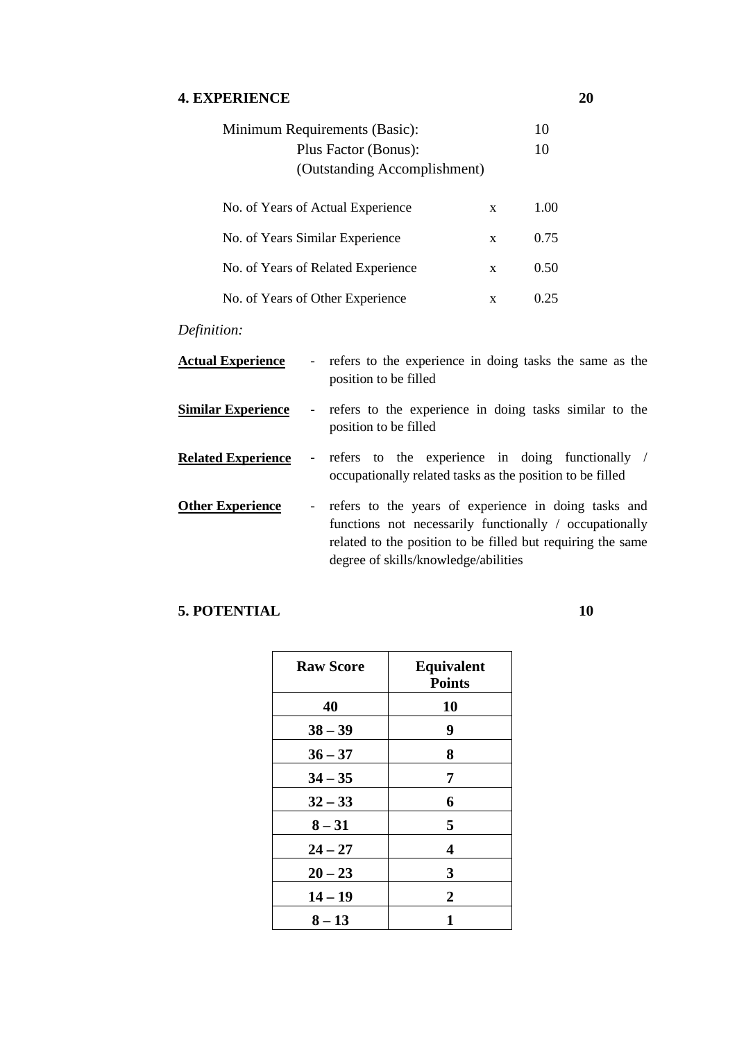## 4. EXPERIENCE **20**

| | |
|---|---|
| Minimum Requirements (Basic): | 10 |
| Plus Factor (Bonus): (Outstanding Accomplishment) | 10 |

| | | |
|---|---|---|
| No. of Years of Actual Experience | x | 1.00 |
| No. of Years Similar Experience | x | 0.75 |
| No. of Years of Related Experience | x | 0.50 |
| No. of Years of Other Experience | x | 0.25 |

*Definition:*

**Actual Experience** - refers to the experience in doing tasks the same as the position to be filled

**Similar Experience** - refers to the experience in doing tasks similar to the position to be filled

**Related Experience** - refers to the experience in doing functionally / occupationally related tasks as the position to be filled

**Other Experience** - refers to the years of experience in doing tasks and functions not necessarily functionally / occupationally related to the position to be filled but requiring the same degree of skills/knowledge/abilities

## 5. POTENTIAL **10**

| Raw Score | Equivalent Points |
|---|---|
| 40 | 10 |
| 38 – 39 | 9 |
| 36 – 37 | 8 |
| 34 – 35 | 7 |
| 32 – 33 | 6 |
| 8 – 31 | 5 |
| 24 – 27 | 4 |
| 20 – 23 | 3 |
| 14 – 19 | 2 |
| 8 – 13 | 1 |